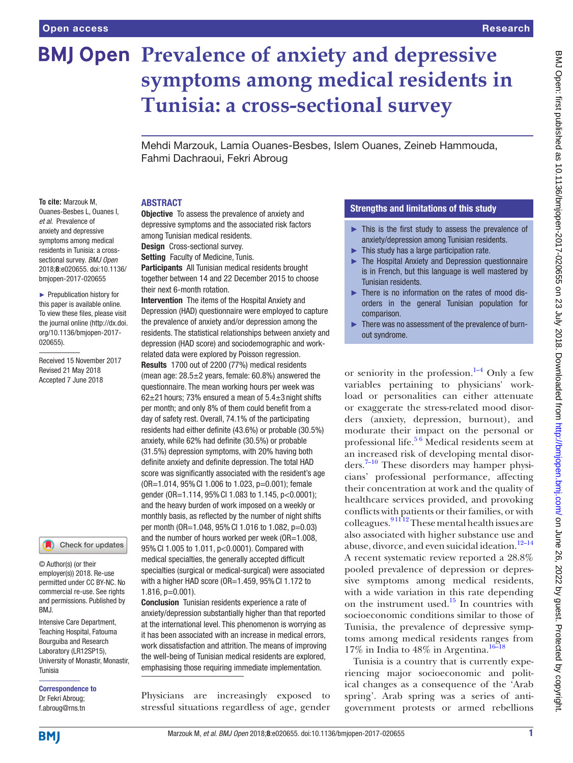# Prevalence of anxiety and depressive symptoms among medical residents in Tunisia: a cross-sectional survey

Mehdi Marzouk, Lamia Ouanes-Besbes, Islem Ouanes, Zeineb Hammouda, Fahmi Dachraoui, Fekri Abroug

**To cite:** Marzouk M, Ouanes-Besbes L, Ouanes I, *et al*. Prevalence of anxiety and depressive symptoms among medical residents in Tunisia: a cross-sectional survey. *BMJ Open* 2018;**8**:e020655. doi:10.1136/bmjopen-2017-020655

► Prepublication history for this paper is available online. To view these files, please visit the journal online (http://dx.doi.org/10.1136/bmjopen-2017-020655).

Received 15 November 2017
Revised 21 May 2018
Accepted 7 June 2018

© Author(s) (or their employer(s)) 2018. Re-use permitted under CC BY-NC. No commercial re-use. See rights and permissions. Published by BMJ.

Intensive Care Department, Teaching Hospital, Fatouma Bourguiba and Research Laboratory (LR12SP15), University of Monastir, Monastir, Tunisia

**Correspondence to**
Dr Fekri Abroug;
f.abroug@rns.tn

## ABSTRACT

**Objective** To assess the prevalence of anxiety and depressive symptoms and the associated risk factors among Tunisian medical residents.

**Design** Cross-sectional survey.

**Setting** Faculty of Medicine, Tunis.

**Participants** All Tunisian medical residents brought together between 14 and 22 December 2015 to choose their next 6-month rotation.

**Intervention** The items of the Hospital Anxiety and Depression (HAD) questionnaire were employed to capture the prevalence of anxiety and/or depression among the residents. The statistical relationships between anxiety and depression (HAD score) and sociodemographic and work-related data were explored by Poisson regression.

**Results** 1700 out of 2200 (77%) medical residents (mean age: 28.5±2 years, female: 60.8%) answered the questionnaire. The mean working hours per week was 62±21 hours; 73% ensured a mean of 5.4±3 night shifts per month; and only 8% of them could benefit from a day of safety rest. Overall, 74.1% of the participating residents had either definite (43.6%) or probable (30.5%) anxiety, while 62% had definite (30.5%) or probable (31.5%) depression symptoms, with 20% having both definite anxiety and definite depression. The total HAD score was significantly associated with the resident's age (OR=1.014, 95% CI 1.006 to 1.023, p=0.001); female gender (OR=1.114, 95% CI 1.083 to 1.145, p<0.0001); and the heavy burden of work imposed on a weekly or monthly basis, as reflected by the number of night shifts per month (OR=1.048, 95% CI 1.016 to 1.082, p=0.03) and the number of hours worked per week (OR=1.008, 95% CI 1.005 to 1.011, p<0.0001). Compared with medical specialties, the generally accepted difficult specialties (surgical or medical-surgical) were associated with a higher HAD score (OR=1.459, 95% CI 1.172 to 1.816, p=0.001).

**Conclusion** Tunisian residents experience a rate of anxiety/depression substantially higher than that reported at the international level. This phenomenon is worrying as it has been associated with an increase in medical errors, work dissatisfaction and attrition. The means of improving the well-being of Tunisian medical residents are explored, emphasising those requiring immediate implementation.

## Strengths and limitations of this study

- ► This is the first study to assess the prevalence of anxiety/depression among Tunisian residents.
- ► This study has a large participation rate.
- ► The Hospital Anxiety and Depression questionnaire is in French, but this language is well mastered by Tunisian residents.
- ► There is no information on the rates of mood disorders in the general Tunisian population for comparison.
- ► There was no assessment of the prevalence of burnout syndrome.

Physicians are increasingly exposed to stressful situations regardless of age, gender or seniority in the profession.[1–4] Only a few variables pertaining to physicians' workload or personalities can either attenuate or exaggerate the stress-related mood disorders (anxiety, depression, burnout), and moderate their impact on the personal or professional life.[5 6] Medical residents seem at an increased risk of developing mental disorders.[7–10] These disorders may hamper physicians' professional performance, affecting their concentration at work and the quality of healthcare services provided, and provoking conflicts with patients or their families, or with colleagues.[9 11 12] These mental health issues are also associated with higher substance use and abuse, divorce, and even suicidal ideation.[12–14] A recent systematic review reported a 28.8% pooled prevalence of depression or depressive symptoms among medical residents, with a wide variation in this rate depending on the instrument used.[15] In countries with socioeconomic conditions similar to those of Tunisia, the prevalence of depressive symptoms among medical residents ranges from 17% in India to 48% in Argentina.[16–18]

Tunisia is a country that is currently experiencing major socioeconomic and political changes as a consequence of the 'Arab spring'. Arab spring was a series of antigovernment protests or armed rebellions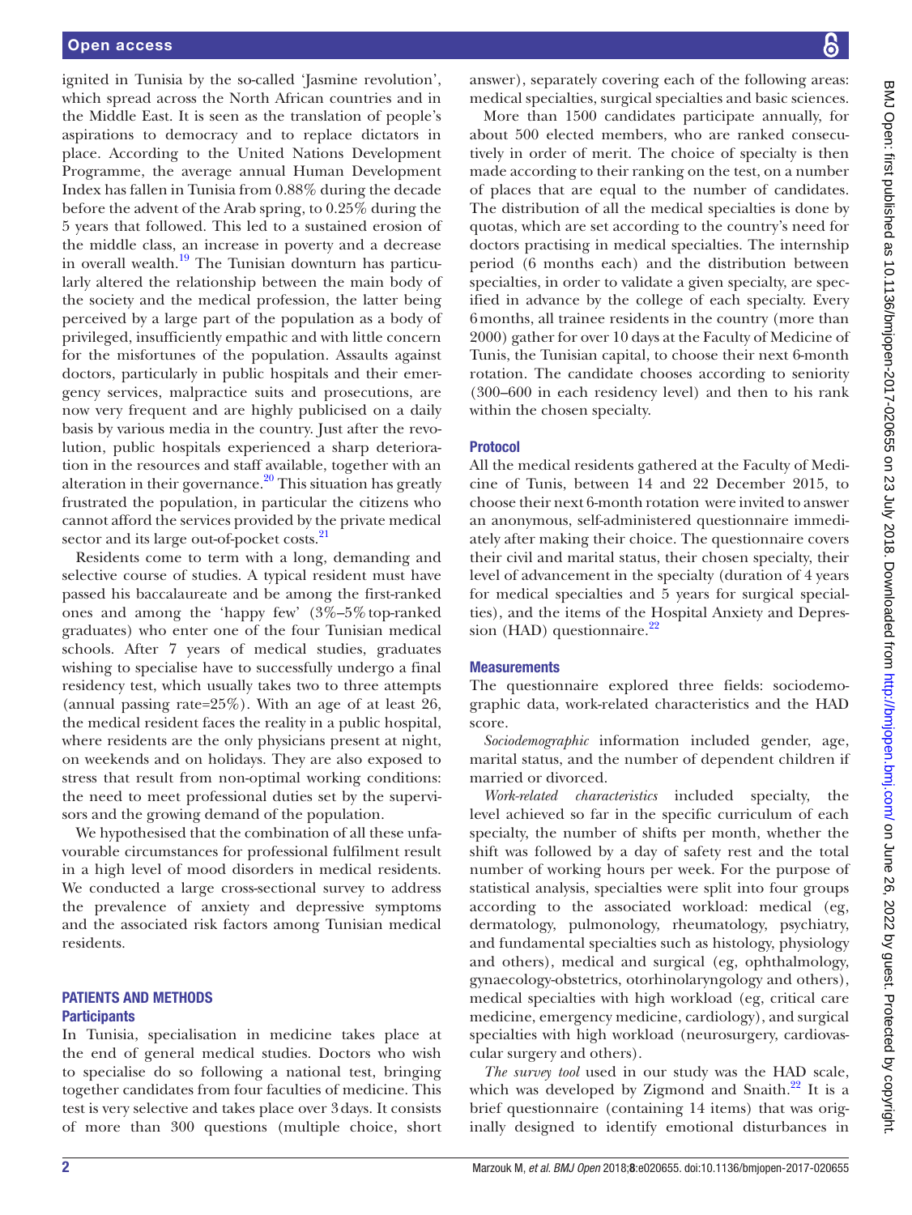ignited in Tunisia by the so-called 'Jasmine revolution', which spread across the North African countries and in the Middle East. It is seen as the translation of people's aspirations to democracy and to replace dictators in place. According to the United Nations Development Programme, the average annual Human Development Index has fallen in Tunisia from 0.88% during the decade before the advent of the Arab spring, to 0.25% during the 5 years that followed. This led to a sustained erosion of the middle class, an increase in poverty and a decrease in overall wealth.[19] The Tunisian downturn has particularly altered the relationship between the main body of the society and the medical profession, the latter being perceived by a large part of the population as a body of privileged, insufficiently empathic and with little concern for the misfortunes of the population. Assaults against doctors, particularly in public hospitals and their emergency services, malpractice suits and prosecutions, are now very frequent and are highly publicised on a daily basis by various media in the country. Just after the revolution, public hospitals experienced a sharp deterioration in the resources and staff available, together with an alteration in their governance.[20] This situation has greatly frustrated the population, in particular the citizens who cannot afford the services provided by the private medical sector and its large out-of-pocket costs.[21]

Residents come to term with a long, demanding and selective course of studies. A typical resident must have passed his baccalaureate and be among the first-ranked ones and among the 'happy few' (3%–5% top-ranked graduates) who enter one of the four Tunisian medical schools. After 7 years of medical studies, graduates wishing to specialise have to successfully undergo a final residency test, which usually takes two to three attempts (annual passing rate=25%). With an age of at least 26, the medical resident faces the reality in a public hospital, where residents are the only physicians present at night, on weekends and on holidays. They are also exposed to stress that result from non-optimal working conditions: the need to meet professional duties set by the supervisors and the growing demand of the population.

We hypothesised that the combination of all these unfavourable circumstances for professional fulfilment result in a high level of mood disorders in medical residents. We conducted a large cross-sectional survey to address the prevalence of anxiety and depressive symptoms and the associated risk factors among Tunisian medical residents.

## PATIENTS AND METHODS

### Participants

In Tunisia, specialisation in medicine takes place at the end of general medical studies. Doctors who wish to specialise do so following a national test, bringing together candidates from four faculties of medicine. This test is very selective and takes place over 3 days. It consists of more than 300 questions (multiple choice, short answer), separately covering each of the following areas: medical specialties, surgical specialties and basic sciences.

More than 1500 candidates participate annually, for about 500 elected members, who are ranked consecutively in order of merit. The choice of specialty is then made according to their ranking on the test, on a number of places that are equal to the number of candidates. The distribution of all the medical specialties is done by quotas, which are set according to the country's need for doctors practising in medical specialties. The internship period (6 months each) and the distribution between specialties, in order to validate a given specialty, are specified in advance by the college of each specialty. Every 6 months, all trainee residents in the country (more than 2000) gather for over 10 days at the Faculty of Medicine of Tunis, the Tunisian capital, to choose their next 6-month rotation. The candidate chooses according to seniority (300–600 in each residency level) and then to his rank within the chosen specialty.

### Protocol

All the medical residents gathered at the Faculty of Medicine of Tunis, between 14 and 22 December 2015, to choose their next 6-month rotation were invited to answer an anonymous, self-administered questionnaire immediately after making their choice. The questionnaire covers their civil and marital status, their chosen specialty, their level of advancement in the specialty (duration of 4 years for medical specialties and 5 years for surgical specialties), and the items of the Hospital Anxiety and Depression (HAD) questionnaire.[22]

### Measurements

The questionnaire explored three fields: sociodemographic data, work-related characteristics and the HAD score.

*Sociodemographic* information included gender, age, marital status, and the number of dependent children if married or divorced.

*Work-related characteristics* included specialty, the level achieved so far in the specific curriculum of each specialty, the number of shifts per month, whether the shift was followed by a day of safety rest and the total number of working hours per week. For the purpose of statistical analysis, specialties were split into four groups according to the associated workload: medical (eg, dermatology, pulmonology, rheumatology, psychiatry, and fundamental specialties such as histology, physiology and others), medical and surgical (eg, ophthalmology, gynaecology-obstetrics, otorhinolaryngology and others), medical specialties with high workload (eg, critical care medicine, emergency medicine, cardiology), and surgical specialties with high workload (neurosurgery, cardiovascular surgery and others).

*The survey tool* used in our study was the HAD scale, which was developed by Zigmond and Snaith.[22] It is a brief questionnaire (containing 14 items) that was originally designed to identify emotional disturbances in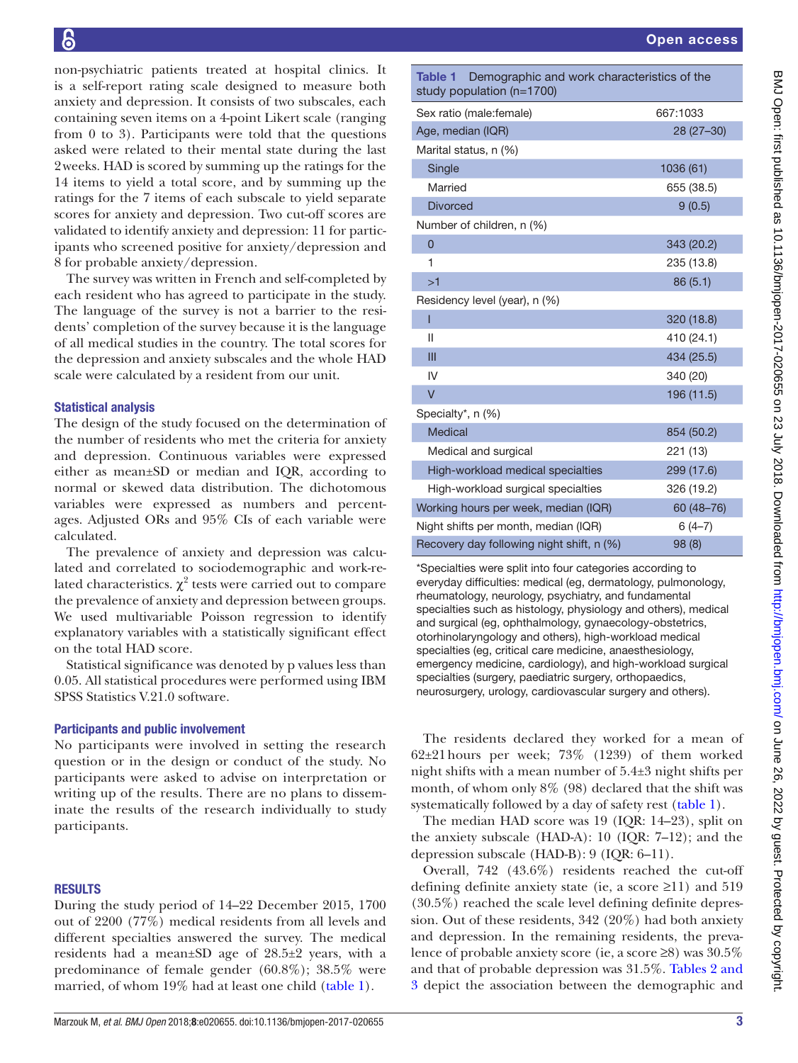non-psychiatric patients treated at hospital clinics. It is a self-report rating scale designed to measure both anxiety and depression. It consists of two subscales, each containing seven items on a 4-point Likert scale (ranging from 0 to 3). Participants were told that the questions asked were related to their mental state during the last 2 weeks. HAD is scored by summing up the ratings for the 14 items to yield a total score, and by summing up the ratings for the 7 items of each subscale to yield separate scores for anxiety and depression. Two cut-off scores are validated to identify anxiety and depression: 11 for participants who screened positive for anxiety/depression and 8 for probable anxiety/depression.

The survey was written in French and self-completed by each resident who has agreed to participate in the study. The language of the survey is not a barrier to the residents' completion of the survey because it is the language of all medical studies in the country. The total scores for the depression and anxiety subscales and the whole HAD scale were calculated by a resident from our unit.

### Statistical analysis

The design of the study focused on the determination of the number of residents who met the criteria for anxiety and depression. Continuous variables were expressed either as mean±SD or median and IQR, according to normal or skewed data distribution. The dichotomous variables were expressed as numbers and percentages. Adjusted ORs and 95% CIs of each variable were calculated.

The prevalence of anxiety and depression was calculated and correlated to sociodemographic and work-related characteristics. $\chi^2$ tests were carried out to compare the prevalence of anxiety and depression between groups. We used multivariable Poisson regression to identify explanatory variables with a statistically significant effect on the total HAD score.

Statistical significance was denoted by p values less than 0.05. All statistical procedures were performed using IBM SPSS Statistics V.21.0 software.

### Participants and public involvement

No participants were involved in setting the research question or in the design or conduct of the study. No participants were asked to advise on interpretation or writing up of the results. There are no plans to disseminate the results of the research individually to study participants.

## RESULTS

During the study period of 14–22 December 2015, 1700 out of 2200 (77%) medical residents from all levels and different specialties answered the survey. The medical residents had a mean±SD age of 28.5±2 years, with a predominance of female gender (60.8%); 38.5% were married, of whom 19% had at least one child (table 1).

**Table 1** Demographic and work characteristics of the study population (n=1700)

| | |
|---|---|
| Sex ratio (male:female) | 667:1033 |
| Age, median (IQR) | 28 (27–30) |
| Marital status, n (%) | |
| Single | 1036 (61) |
| Married | 655 (38.5) |
| Divorced | 9 (0.5) |
| Number of children, n (%) | |
| 0 | 343 (20.2) |
| 1 | 235 (13.8) |
| >1 | 86 (5.1) |
| Residency level (year), n (%) | |
| I | 320 (18.8) |
| II | 410 (24.1) |
| III | 434 (25.5) |
| IV | 340 (20) |
| V | 196 (11.5) |
| Specialty*, n (%) | |
| Medical | 854 (50.2) |
| Medical and surgical | 221 (13) |
| High-workload medical specialties | 299 (17.6) |
| High-workload surgical specialties | 326 (19.2) |
| Working hours per week, median (IQR) | 60 (48–76) |
| Night shifts per month, median (IQR) | 6 (4–7) |
| Recovery day following night shift, n (%) | 98 (8) |

*Specialties were split into four categories according to everyday difficulties: medical (eg, dermatology, pulmonology, rheumatology, neurology, psychiatry, and fundamental specialties such as histology, physiology and others), medical and surgical (eg, ophthalmology, gynaecology-obstetrics, otorhinolaryngology and others), high-workload medical specialties (eg, critical care medicine, anaesthesiology, emergency medicine, cardiology), and high-workload surgical specialties (surgery, paediatric surgery, orthopaedics, neurosurgery, urology, cardiovascular surgery and others).

The residents declared they worked for a mean of 62±21 hours per week; 73% (1239) of them worked night shifts with a mean number of 5.4±3 night shifts per month, of whom only 8% (98) declared that the shift was systematically followed by a day of safety rest (table 1).

The median HAD score was 19 (IQR: 14–23), split on the anxiety subscale (HAD-A): 10 (IQR: 7–12); and the depression subscale (HAD-B): 9 (IQR: 6–11).

Overall, 742 (43.6%) residents reached the cut-off defining definite anxiety state (ie, a score ≥11) and 519 (30.5%) reached the scale level defining definite depression. Out of these residents, 342 (20%) had both anxiety and depression. In the remaining residents, the prevalence of probable anxiety score (ie, a score ≥8) was 30.5% and that of probable depression was 31.5%. Tables 2 and 3 depict the association between the demographic and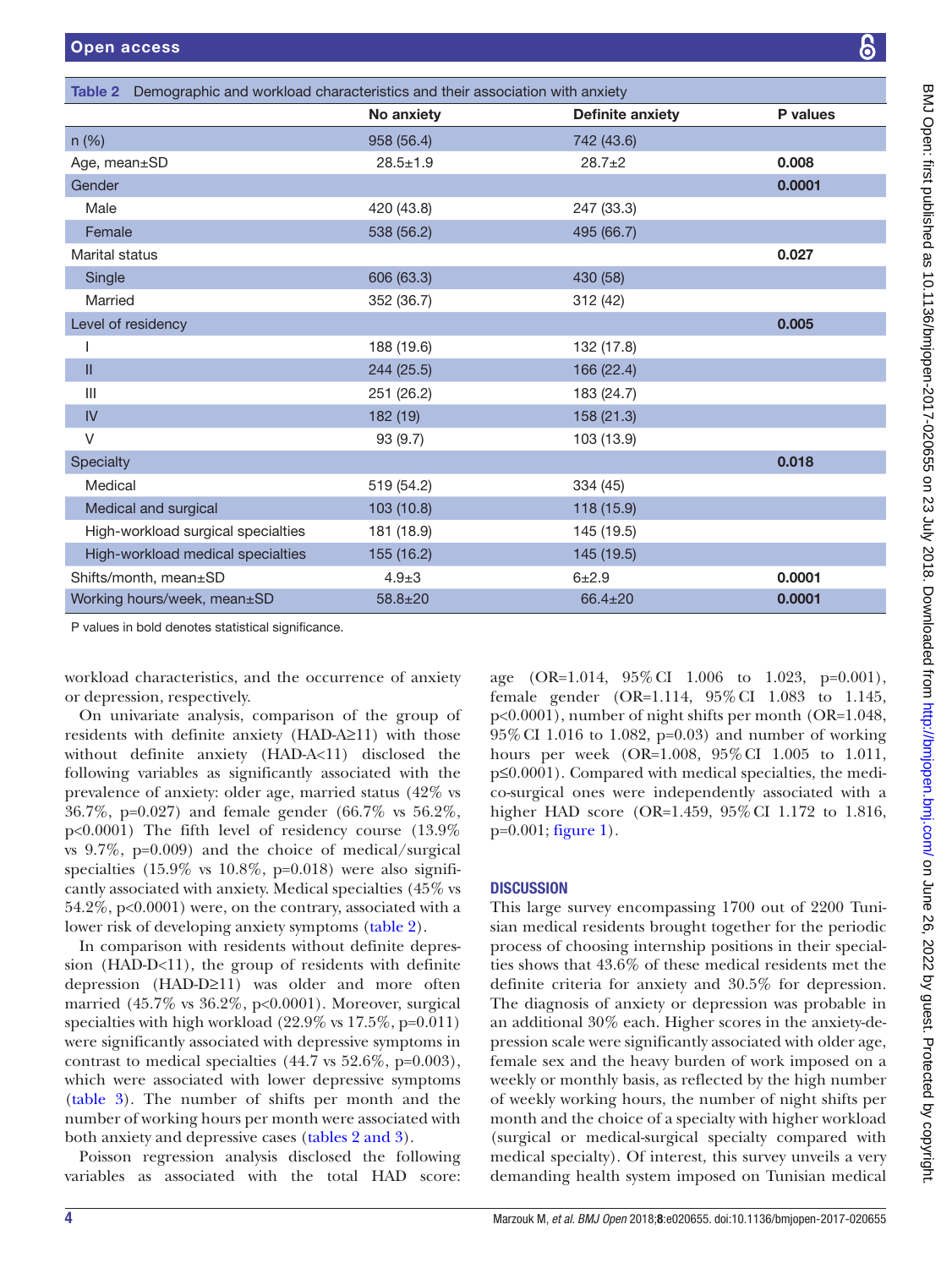Table 2 Demographic and workload characteristics and their association with anxiety

| | No anxiety | Definite anxiety | P values |
|---|---|---|---|
| n (%) | 958 (56.4) | 742 (43.6) | |
| Age, mean±SD | 28.5±1.9 | 28.7±2 | **0.008** |
| Gender | | | **0.0001** |
| Male | 420 (43.8) | 247 (33.3) | |
| Female | 538 (56.2) | 495 (66.7) | |
| Marital status | | | **0.027** |
| Single | 606 (63.3) | 430 (58) | |
| Married | 352 (36.7) | 312 (42) | |
| Level of residency | | | **0.005** |
| I | 188 (19.6) | 132 (17.8) | |
| II | 244 (25.5) | 166 (22.4) | |
| III | 251 (26.2) | 183 (24.7) | |
| IV | 182 (19) | 158 (21.3) | |
| V | 93 (9.7) | 103 (13.9) | |
| Specialty | | | **0.018** |
| Medical | 519 (54.2) | 334 (45) | |
| Medical and surgical | 103 (10.8) | 118 (15.9) | |
| High-workload surgical specialties | 181 (18.9) | 145 (19.5) | |
| High-workload medical specialties | 155 (16.2) | 145 (19.5) | |
| Shifts/month, mean±SD | 4.9±3 | 6±2.9 | **0.0001** |
| Working hours/week, mean±SD | 58.8±20 | 66.4±20 | **0.0001** |

P values in bold denotes statistical significance.

workload characteristics, and the occurrence of anxiety or depression, respectively.

On univariate analysis, comparison of the group of residents with definite anxiety (HAD-A≥11) with those without definite anxiety (HAD-A<11) disclosed the following variables as significantly associated with the prevalence of anxiety: older age, married status (42% vs 36.7%, p=0.027) and female gender (66.7% vs 56.2%, p<0.0001) The fifth level of residency course (13.9% vs 9.7%, p=0.009) and the choice of medical/surgical specialties (15.9% vs 10.8%, p=0.018) were also significantly associated with anxiety. Medical specialties (45% vs 54.2%, p<0.0001) were, on the contrary, associated with a lower risk of developing anxiety symptoms (table 2).

In comparison with residents without definite depression (HAD-D<11), the group of residents with definite depression (HAD-D≥11) was older and more often married (45.7% vs 36.2%, p<0.0001). Moreover, surgical specialties with high workload (22.9% vs 17.5%, p=0.011) were significantly associated with depressive symptoms in contrast to medical specialties (44.7 vs 52.6%, p=0.003), which were associated with lower depressive symptoms (table 3). The number of shifts per month and the number of working hours per month were associated with both anxiety and depressive cases (tables 2 and 3).

Poisson regression analysis disclosed the following variables as associated with the total HAD score: age (OR=1.014, 95% CI 1.006 to 1.023, p=0.001), female gender (OR=1.114, 95% CI 1.083 to 1.145, p<0.0001), number of night shifts per month (OR=1.048, 95% CI 1.016 to 1.082, p=0.03) and number of working hours per week (OR=1.008, 95% CI 1.005 to 1.011, p≤0.0001). Compared with medical specialties, the medico-surgical ones were independently associated with a higher HAD score (OR=1.459, 95% CI 1.172 to 1.816, p=0.001; figure 1).

## DISCUSSION

This large survey encompassing 1700 out of 2200 Tunisian medical residents brought together for the periodic process of choosing internship positions in their specialties shows that 43.6% of these medical residents met the definite criteria for anxiety and 30.5% for depression. The diagnosis of anxiety or depression was probable in an additional 30% each. Higher scores in the anxiety-depression scale were significantly associated with older age, female sex and the heavy burden of work imposed on a weekly or monthly basis, as reflected by the high number of weekly working hours, the number of night shifts per month and the choice of a specialty with higher workload (surgical or medical-surgical specialty compared with medical specialty). Of interest, this survey unveils a very demanding health system imposed on Tunisian medical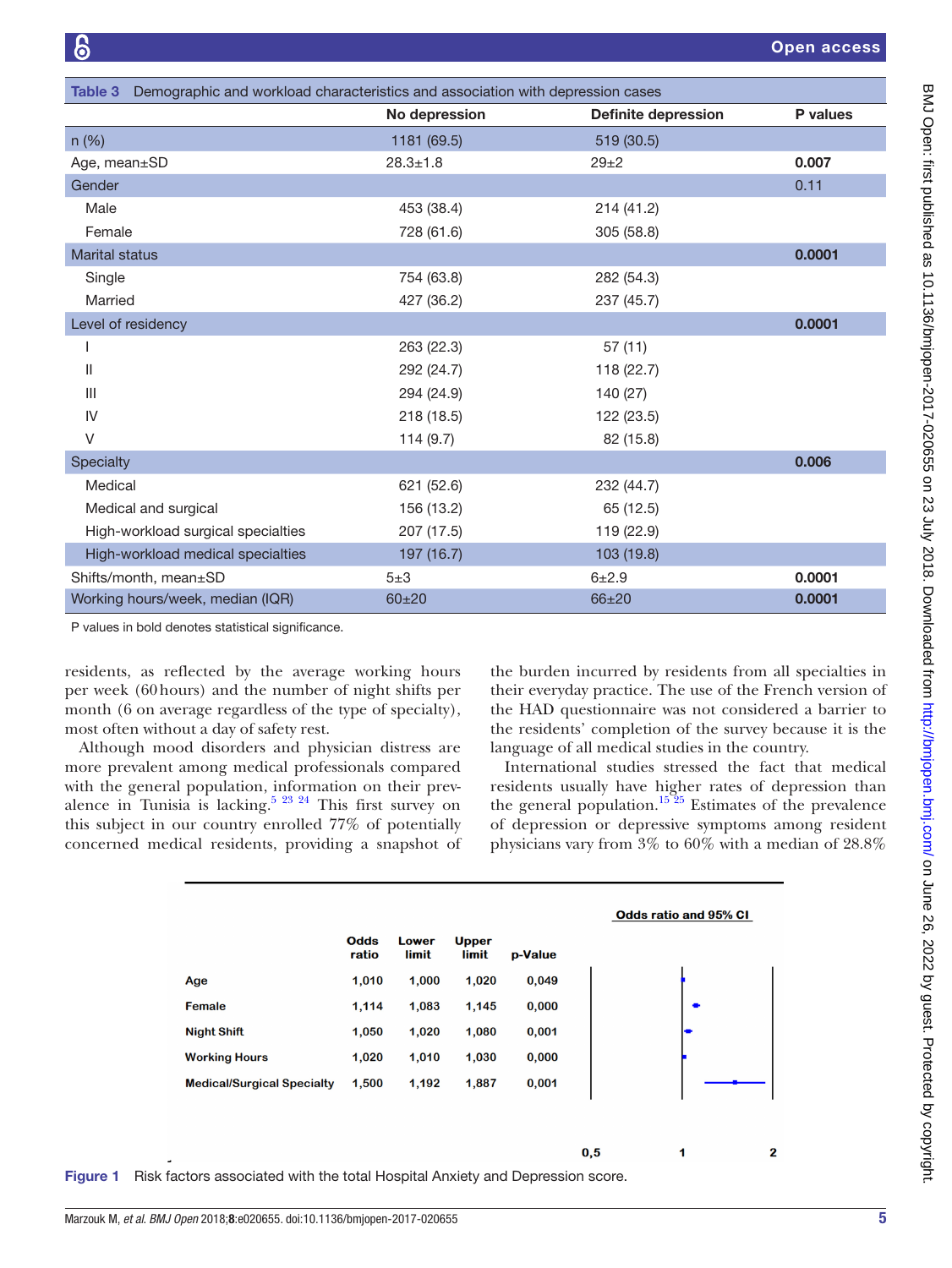**Table 3** Demographic and workload characteristics and association with depression cases

| | No depression | Definite depression | P values |
|---|---|---|---|
| n (%) | 1181 (69.5) | 519 (30.5) | |
| Age, mean±SD | 28.3±1.8 | 29±2 | **0.007** |
| Gender | | | 0.11 |
| Male | 453 (38.4) | 214 (41.2) | |
| Female | 728 (61.6) | 305 (58.8) | |
| Marital status | | | **0.0001** |
| Single | 754 (63.8) | 282 (54.3) | |
| Married | 427 (36.2) | 237 (45.7) | |
| Level of residency | | | **0.0001** |
| I | 263 (22.3) | 57 (11) | |
| II | 292 (24.7) | 118 (22.7) | |
| III | 294 (24.9) | 140 (27) | |
| IV | 218 (18.5) | 122 (23.5) | |
| V | 114 (9.7) | 82 (15.8) | |
| Specialty | | | **0.006** |
| Medical | 621 (52.6) | 232 (44.7) | |
| Medical and surgical | 156 (13.2) | 65 (12.5) | |
| High-workload surgical specialties | 207 (17.5) | 119 (22.9) | |
| High-workload medical specialties | 197 (16.7) | 103 (19.8) | |
| Shifts/month, mean±SD | 5±3 | 6±2.9 | **0.0001** |
| Working hours/week, median (IQR) | 60±20 | 66±20 | **0.0001** |

P values in bold denotes statistical significance.

residents, as reflected by the average working hours per week (60 hours) and the number of night shifts per month (6 on average regardless of the type of specialty), most often without a day of safety rest.

Although mood disorders and physician distress are more prevalent among medical professionals compared with the general population, information on their prevalence in Tunisia is lacking.[5 23 24] This first survey on this subject in our country enrolled 77% of potentially concerned medical residents, providing a snapshot of the burden incurred by residents from all specialties in their everyday practice. The use of the French version of the HAD questionnaire was not considered a barrier to the residents' completion of the survey because it is the language of all medical studies in the country.

International studies stressed the fact that medical residents usually have higher rates of depression than the general population.[15 25] Estimates of the prevalence of depression or depressive symptoms among resident physicians vary from 3% to 60% with a median of 28.8%

| | Odds ratio | Lower limit | Upper limit | p-Value |
|---|---|---|---|---|
| Age | 1,010 | 1,000 | 1,020 | 0,049 |
| Female | 1,114 | 1,083 | 1,145 | 0,000 |
| Night Shift | 1,050 | 1,020 | 1,080 | 0,001 |
| Working Hours | 1,020 | 1,010 | 1,030 | 0,000 |
| Medical/Surgical Specialty | 1,500 | 1,192 | 1,887 | 0,001 |

**Figure 1** Risk factors associated with the total Hospital Anxiety and Depression score.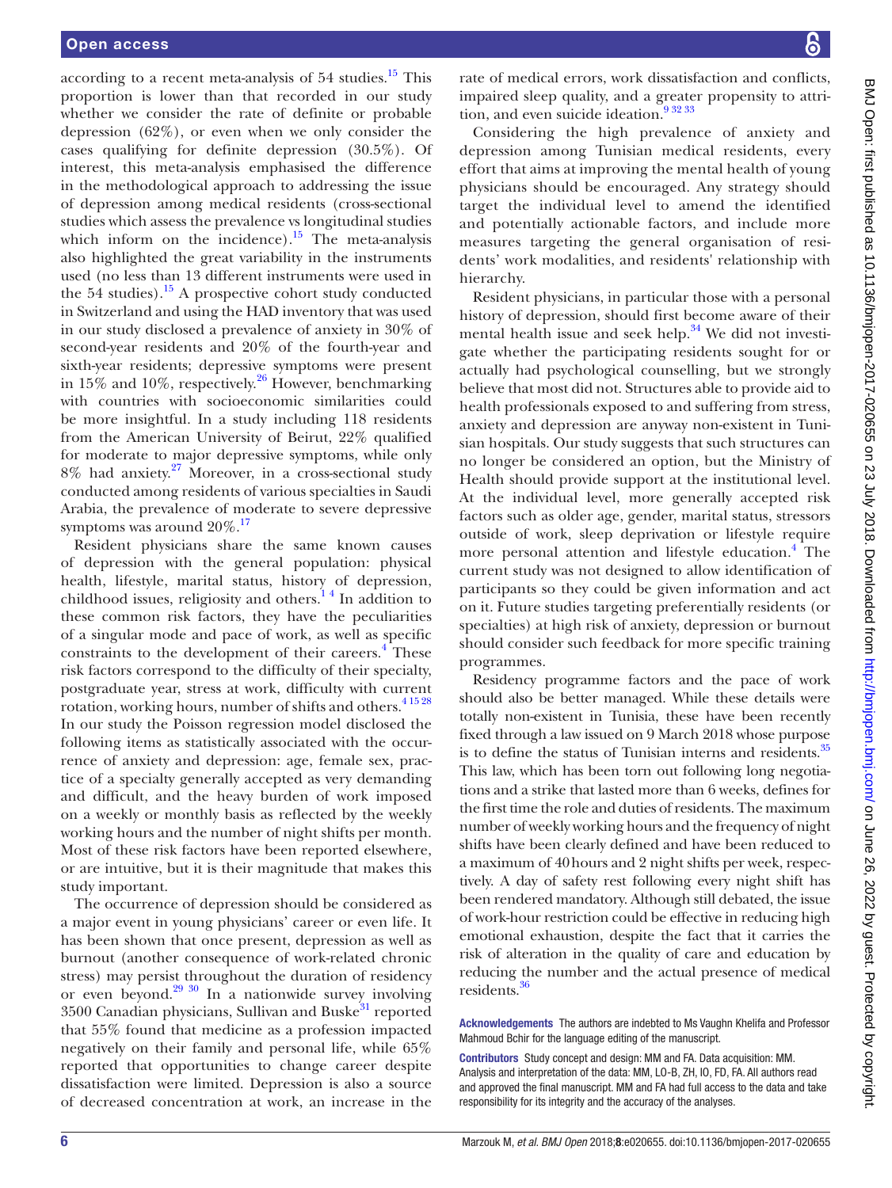according to a recent meta-analysis of 54 studies.[15] This proportion is lower than that recorded in our study whether we consider the rate of definite or probable depression (62%), or even when we only consider the cases qualifying for definite depression (30.5%). Of interest, this meta-analysis emphasised the difference in the methodological approach to addressing the issue of depression among medical residents (cross-sectional studies which assess the prevalence vs longitudinal studies which inform on the incidence).[15] The meta-analysis also highlighted the great variability in the instruments used (no less than 13 different instruments were used in the 54 studies).[15] A prospective cohort study conducted in Switzerland and using the HAD inventory that was used in our study disclosed a prevalence of anxiety in 30% of second-year residents and 20% of the fourth-year and sixth-year residents; depressive symptoms were present in 15% and 10%, respectively.[26] However, benchmarking with countries with socioeconomic similarities could be more insightful. In a study including 118 residents from the American University of Beirut, 22% qualified for moderate to major depressive symptoms, while only 8% had anxiety.[27] Moreover, in a cross-sectional study conducted among residents of various specialties in Saudi Arabia, the prevalence of moderate to severe depressive symptoms was around 20%.[17]

Resident physicians share the same known causes of depression with the general population: physical health, lifestyle, marital status, history of depression, childhood issues, religiosity and others.[1 4] In addition to these common risk factors, they have the peculiarities of a singular mode and pace of work, as well as specific constraints to the development of their careers.[4] These risk factors correspond to the difficulty of their specialty, postgraduate year, stress at work, difficulty with current rotation, working hours, number of shifts and others.[4 15 28] In our study the Poisson regression model disclosed the following items as statistically associated with the occurrence of anxiety and depression: age, female sex, practice of a specialty generally accepted as very demanding and difficult, and the heavy burden of work imposed on a weekly or monthly basis as reflected by the weekly working hours and the number of night shifts per month. Most of these risk factors have been reported elsewhere, or are intuitive, but it is their magnitude that makes this study important.

The occurrence of depression should be considered as a major event in young physicians' career or even life. It has been shown that once present, depression as well as burnout (another consequence of work-related chronic stress) may persist throughout the duration of residency or even beyond.[29 30] In a nationwide survey involving 3500 Canadian physicians, Sullivan and Buske[31] reported that 55% found that medicine as a profession impacted negatively on their family and personal life, while 65% reported that opportunities to change career despite dissatisfaction were limited. Depression is also a source of decreased concentration at work, an increase in the rate of medical errors, work dissatisfaction and conflicts, impaired sleep quality, and a greater propensity to attrition, and even suicide ideation.[9 32 33]

Considering the high prevalence of anxiety and depression among Tunisian medical residents, every effort that aims at improving the mental health of young physicians should be encouraged. Any strategy should target the individual level to amend the identified and potentially actionable factors, and include more measures targeting the general organisation of residents' work modalities, and residents' relationship with hierarchy.

Resident physicians, in particular those with a personal history of depression, should first become aware of their mental health issue and seek help.[34] We did not investigate whether the participating residents sought for or actually had psychological counselling, but we strongly believe that most did not. Structures able to provide aid to health professionals exposed to and suffering from stress, anxiety and depression are anyway non-existent in Tunisian hospitals. Our study suggests that such structures can no longer be considered an option, but the Ministry of Health should provide support at the institutional level. At the individual level, more generally accepted risk factors such as older age, gender, marital status, stressors outside of work, sleep deprivation or lifestyle require more personal attention and lifestyle education.[4] The current study was not designed to allow identification of participants so they could be given information and act on it. Future studies targeting preferentially residents (or specialties) at high risk of anxiety, depression or burnout should consider such feedback for more specific training programmes.

Residency programme factors and the pace of work should also be better managed. While these details were totally non-existent in Tunisia, these have been recently fixed through a law issued on 9 March 2018 whose purpose is to define the status of Tunisian interns and residents.[35] This law, which has been torn out following long negotiations and a strike that lasted more than 6 weeks, defines for the first time the role and duties of residents. The maximum number of weekly working hours and the frequency of night shifts have been clearly defined and have been reduced to a maximum of 40 hours and 2 night shifts per week, respectively. A day of safety rest following every night shift has been rendered mandatory. Although still debated, the issue of work-hour restriction could be effective in reducing high emotional exhaustion, despite the fact that it carries the risk of alteration in the quality of care and education by reducing the number and the actual presence of medical residents.[36]

**Acknowledgements** The authors are indebted to Ms Vaughn Khelifa and Professor Mahmoud Bchir for the language editing of the manuscript.

**Contributors** Study concept and design: MM and FA. Data acquisition: MM. Analysis and interpretation of the data: MM, LO-B, ZH, IO, FD, FA. All authors read and approved the final manuscript. MM and FA had full access to the data and take responsibility for its integrity and the accuracy of the analyses.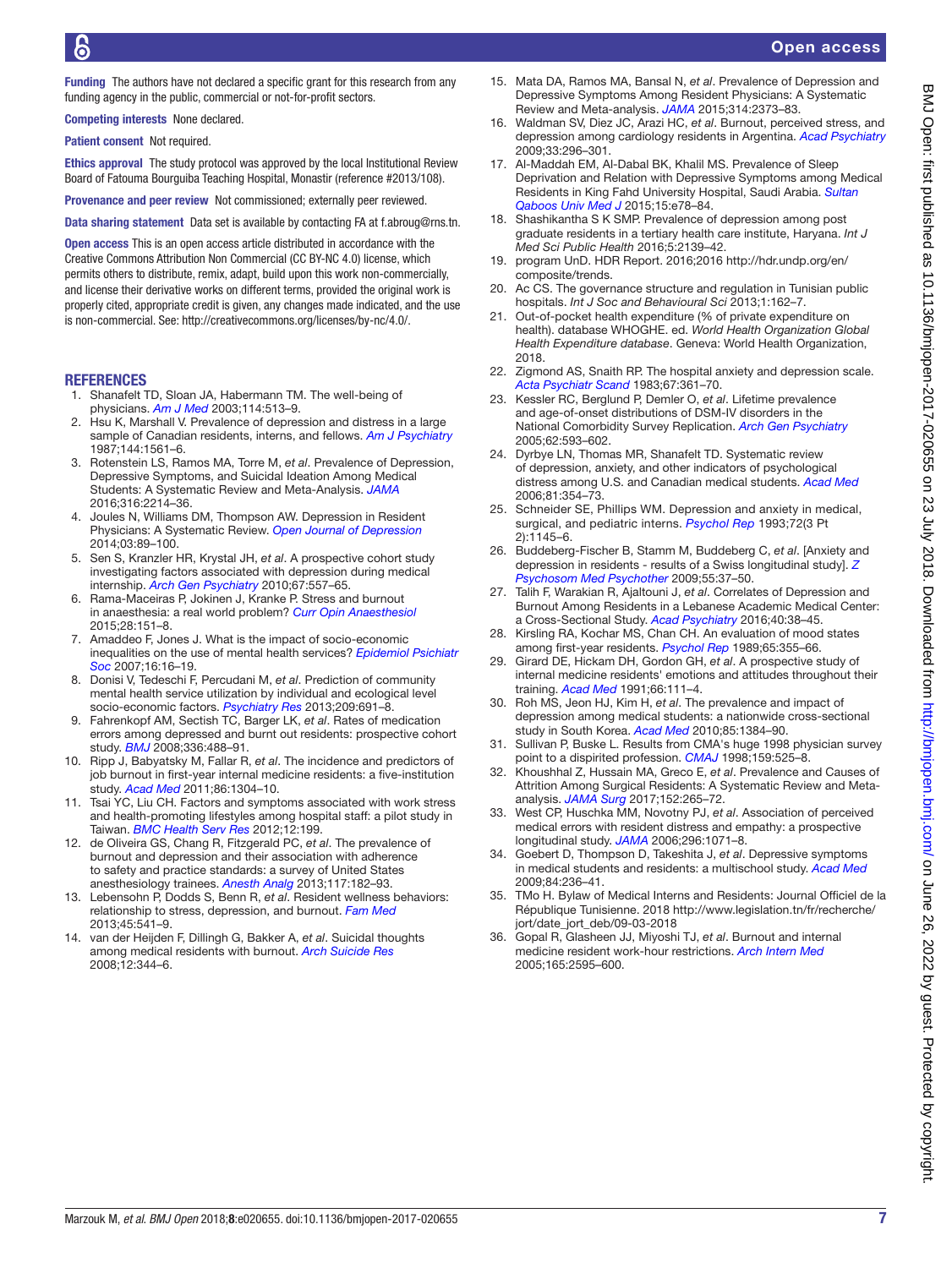**Funding** The authors have not declared a specific grant for this research from any funding agency in the public, commercial or not-for-profit sectors.

**Competing interests** None declared.

**Patient consent** Not required.

**Ethics approval** The study protocol was approved by the local Institutional Review Board of Fatouma Bourguiba Teaching Hospital, Monastir (reference #2013/108).

**Provenance and peer review** Not commissioned; externally peer reviewed.

**Data sharing statement** Data set is available by contacting FA at f.abroug@rns.tn.

**Open access** This is an open access article distributed in accordance with the Creative Commons Attribution Non Commercial (CC BY-NC 4.0) license, which permits others to distribute, remix, adapt, build upon this work non-commercially, and license their derivative works on different terms, provided the original work is properly cited, appropriate credit is given, any changes made indicated, and the use is non-commercial. See: http://creativecommons.org/licenses/by-nc/4.0/.

## REFERENCES

1. Shanafelt TD, Sloan JA, Habermann TM. The well-being of physicians. *Am J Med* 2003;114:513–9.
2. Hsu K, Marshall V. Prevalence of depression and distress in a large sample of Canadian residents, interns, and fellows. *Am J Psychiatry* 1987;144:1561–6.
3. Rotenstein LS, Ramos MA, Torre M, *et al*. Prevalence of Depression, Depressive Symptoms, and Suicidal Ideation Among Medical Students: A Systematic Review and Meta-Analysis. *JAMA* 2016;316:2214–36.
4. Joules N, Williams DM, Thompson AW. Depression in Resident Physicians: A Systematic Review. *Open Journal of Depression* 2014;03:89–100.
5. Sen S, Kranzler HR, Krystal JH, *et al*. A prospective cohort study investigating factors associated with depression during medical internship. *Arch Gen Psychiatry* 2010;67:557–65.
6. Rama-Maceiras P, Jokinen J, Kranke P. Stress and burnout in anaesthesia: a real world problem? *Curr Opin Anaesthesiol* 2015;28:151–8.
7. Amaddeo F, Jones J. What is the impact of socio-economic inequalities on the use of mental health services? *Epidemiol Psichiatr Soc* 2007;16:16–19.
8. Donisi V, Tedeschi F, Percudani M, *et al*. Prediction of community mental health service utilization by individual and ecological level socio-economic factors. *Psychiatry Res* 2013;209:691–8.
9. Fahrenkopf AM, Sectish TC, Barger LK, *et al*. Rates of medication errors among depressed and burnt out residents: prospective cohort study. *BMJ* 2008;336:488–91.
10. Ripp J, Babyatsky M, Fallar R, *et al*. The incidence and predictors of job burnout in first-year internal medicine residents: a five-institution study. *Acad Med* 2011;86:1304–10.
11. Tsai YC, Liu CH. Factors and symptoms associated with work stress and health-promoting lifestyles among hospital staff: a pilot study in Taiwan. *BMC Health Serv Res* 2012;12:199.
12. de Oliveira GS, Chang R, Fitzgerald PC, *et al*. The prevalence of burnout and depression and their association with adherence to safety and practice standards: a survey of United States anesthesiology trainees. *Anesth Analg* 2013;117:182–93.
13. Lebensohn P, Dodds S, Benn R, *et al*. Resident wellness behaviors: relationship to stress, depression, and burnout. *Fam Med* 2013;45:541–9.
14. van der Heijden F, Dillingh G, Bakker A, *et al*. Suicidal thoughts among medical residents with burnout. *Arch Suicide Res* 2008;12:344–6.
15. Mata DA, Ramos MA, Bansal N, *et al*. Prevalence of Depression and Depressive Symptoms Among Resident Physicians: A Systematic Review and Meta-analysis. *JAMA* 2015;314:2373–83.
16. Waldman SV, Diez JC, Arazi HC, *et al*. Burnout, perceived stress, and depression among cardiology residents in Argentina. *Acad Psychiatry* 2009;33:296–301.
17. Al-Maddah EM, Al-Dabal BK, Khalil MS. Prevalence of Sleep Deprivation and Relation with Depressive Symptoms among Medical Residents in King Fahd University Hospital, Saudi Arabia. *Sultan Qaboos Univ Med J* 2015;15:e78–84.
18. Shashikantha S K SMP. Prevalence of depression among post graduate residents in a tertiary health care institute, Haryana. *Int J Med Sci Public Health* 2016;5:2139–42.
19. program UnD. HDR Report. 2016;2016 http://hdr.undp.org/en/composite/trends.
20. Ac CS. The governance structure and regulation in Tunisian public hospitals. *Int J Soc and Behavioural Sci* 2013;1:162–7.
21. Out-of-pocket health expenditure (% of private expenditure on health). database WHOGHE. ed. *World Health Organization Global Health Expenditure database*. Geneva: World Health Organization, 2018.
22. Zigmond AS, Snaith RP. The hospital anxiety and depression scale. *Acta Psychiatr Scand* 1983;67:361–70.
23. Kessler RC, Berglund P, Demler O, *et al*. Lifetime prevalence and age-of-onset distributions of DSM-IV disorders in the National Comorbidity Survey Replication. *Arch Gen Psychiatry* 2005;62:593–602.
24. Dyrbye LN, Thomas MR, Shanafelt TD. Systematic review of depression, anxiety, and other indicators of psychological distress among U.S. and Canadian medical students. *Acad Med* 2006;81:354–73.
25. Schneider SE, Phillips WM. Depression and anxiety in medical, surgical, and pediatric interns. *Psychol Rep* 1993;72(3 Pt 2):1145–6.
26. Buddeberg-Fischer B, Stamm M, Buddeberg C, *et al*. [Anxiety and depression in residents - results of a Swiss longitudinal study]. *Z Psychosom Med Psychother* 2009;55:37–50.
27. Talih F, Warakian R, Ajaltouni J, *et al*. Correlates of Depression and Burnout Among Residents in a Lebanese Academic Medical Center: a Cross-Sectional Study. *Acad Psychiatry* 2016;40:38–45.
28. Kirsling RA, Kochar MS, Chan CH. An evaluation of mood states among first-year residents. *Psychol Rep* 1989;65:355–66.
29. Girard DE, Hickam DH, Gordon GH, *et al*. A prospective study of internal medicine residents' emotions and attitudes throughout their training. *Acad Med* 1991;66:111–4.
30. Roh MS, Jeon HJ, Kim H, *et al*. The prevalence and impact of depression among medical students: a nationwide cross-sectional study in South Korea. *Acad Med* 2010;85:1384–90.
31. Sullivan P, Buske L. Results from CMA's huge 1998 physician survey point to a dispirited profession. *CMAJ* 1998;159:525–8.
32. Khoushhal Z, Hussain MA, Greco E, *et al*. Prevalence and Causes of Attrition Among Surgical Residents: A Systematic Review and Meta-analysis. *JAMA Surg* 2017;152:265–72.
33. West CP, Huschka MM, Novotny PJ, *et al*. Association of perceived medical errors with resident distress and empathy: a prospective longitudinal study. *JAMA* 2006;296:1071–8.
34. Goebert D, Thompson D, Takeshita J, *et al*. Depressive symptoms in medical students and residents: a multischool study. *Acad Med* 2009;84:236–41.
35. TMo H. Bylaw of Medical Interns and Residents: Journal Officiel de la République Tunisienne. 2018 http://www.legislation.tn/fr/recherche/jort/date_jort_deb/09-03-2018
36. Gopal R, Glasheen JJ, Miyoshi TJ, *et al*. Burnout and internal medicine resident work-hour restrictions. *Arch Intern Med* 2005;165:2595–600.